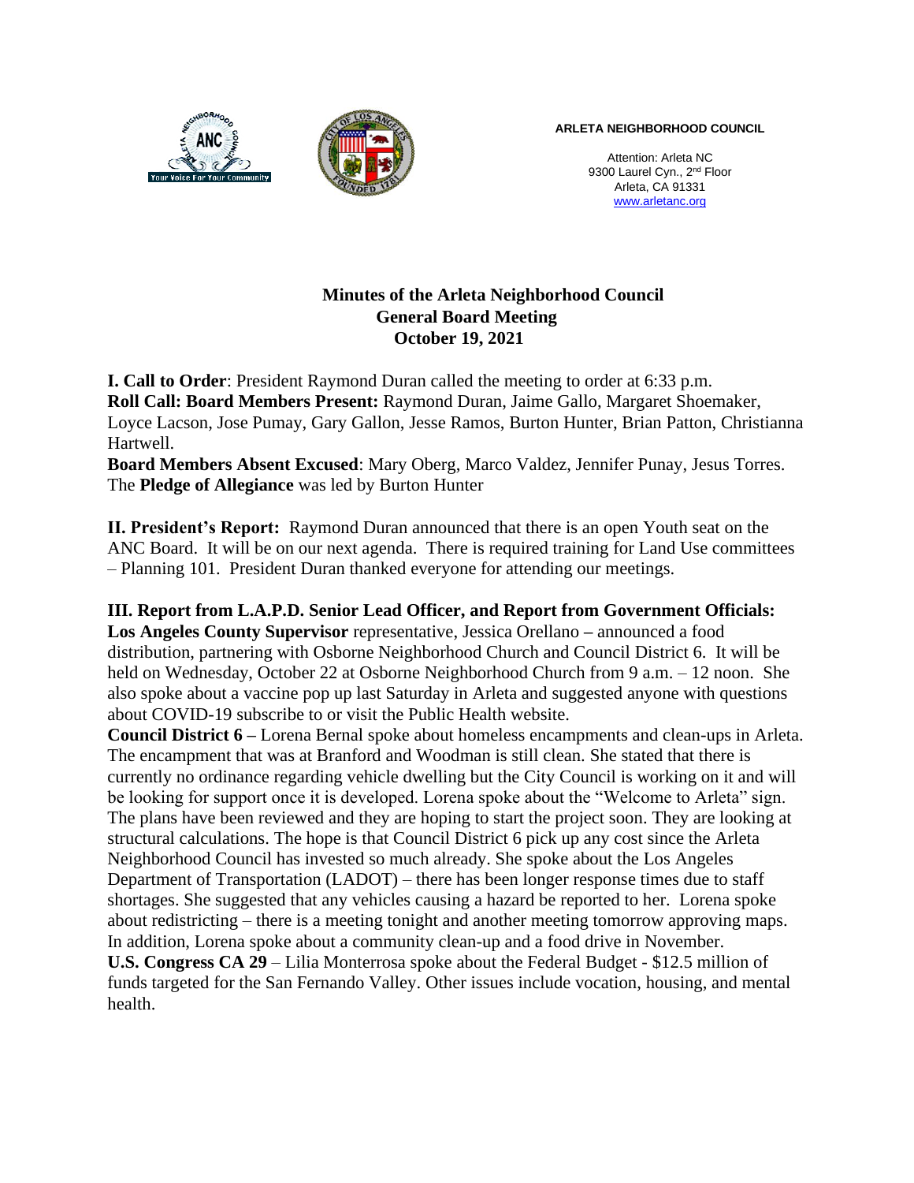**ARLETA NEIGHBORHOOD COUNCIL**

Attention: Arleta NC
9300 Laurel Cyn., 2nd Floor
Arleta, CA 91331
www.arletanc.org

# Minutes of the Arleta Neighborhood Council
## General Board Meeting
## October 19, 2021

**I. Call to Order**: President Raymond Duran called the meeting to order at 6:33 p.m.
**Roll Call: Board Members Present:** Raymond Duran, Jaime Gallo, Margaret Shoemaker, Loyce Lacson, Jose Pumay, Gary Gallon, Jesse Ramos, Burton Hunter, Brian Patton, Christianna Hartwell.
**Board Members Absent Excused**: Mary Oberg, Marco Valdez, Jennifer Punay, Jesus Torres.
The **Pledge of Allegiance** was led by Burton Hunter

**II. President's Report:** Raymond Duran announced that there is an open Youth seat on the ANC Board. It will be on our next agenda. There is required training for Land Use committees – Planning 101. President Duran thanked everyone for attending our meetings.

**III. Report from L.A.P.D. Senior Lead Officer, and Report from Government Officials:**
**Los Angeles County Supervisor** representative, Jessica Orellano **–** announced a food distribution, partnering with Osborne Neighborhood Church and Council District 6. It will be held on Wednesday, October 22 at Osborne Neighborhood Church from 9 a.m. – 12 noon. She also spoke about a vaccine pop up last Saturday in Arleta and suggested anyone with questions about COVID-19 subscribe to or visit the Public Health website.
**Council District 6 –** Lorena Bernal spoke about homeless encampments and clean-ups in Arleta. The encampment that was at Branford and Woodman is still clean. She stated that there is currently no ordinance regarding vehicle dwelling but the City Council is working on it and will be looking for support once it is developed. Lorena spoke about the "Welcome to Arleta" sign. The plans have been reviewed and they are hoping to start the project soon. They are looking at structural calculations. The hope is that Council District 6 pick up any cost since the Arleta Neighborhood Council has invested so much already. She spoke about the Los Angeles Department of Transportation (LADOT) – there has been longer response times due to staff shortages. She suggested that any vehicles causing a hazard be reported to her. Lorena spoke about redistricting – there is a meeting tonight and another meeting tomorrow approving maps. In addition, Lorena spoke about a community clean-up and a food drive in November.
**U.S. Congress CA 29** – Lilia Monterrosa spoke about the Federal Budget - $12.5 million of funds targeted for the San Fernando Valley. Other issues include vocation, housing, and mental health.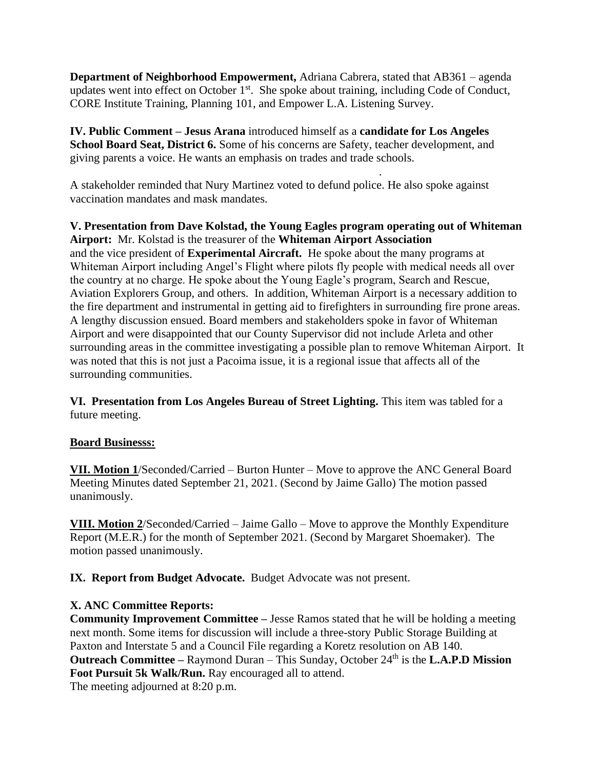**Department of Neighborhood Empowerment,** Adriana Cabrera, stated that AB361 – agenda updates went into effect on October 1st. She spoke about training, including Code of Conduct, CORE Institute Training, Planning 101, and Empower L.A. Listening Survey.

**IV. Public Comment – Jesus Arana** introduced himself as a **candidate for Los Angeles School Board Seat, District 6.** Some of his concerns are Safety, teacher development, and giving parents a voice. He wants an emphasis on trades and trade schools.

A stakeholder reminded that Nury Martinez voted to defund police. He also spoke against vaccination mandates and mask mandates.

**V. Presentation from Dave Kolstad, the Young Eagles program operating out of Whiteman Airport:** Mr. Kolstad is the treasurer of the **Whiteman Airport Association** and the vice president of **Experimental Aircraft.** He spoke about the many programs at Whiteman Airport including Angel's Flight where pilots fly people with medical needs all over the country at no charge. He spoke about the Young Eagle's program, Search and Rescue, Aviation Explorers Group, and others. In addition, Whiteman Airport is a necessary addition to the fire department and instrumental in getting aid to firefighters in surrounding fire prone areas. A lengthy discussion ensued. Board members and stakeholders spoke in favor of Whiteman Airport and were disappointed that our County Supervisor did not include Arleta and other surrounding areas in the committee investigating a possible plan to remove Whiteman Airport. It was noted that this is not just a Pacoima issue, it is a regional issue that affects all of the surrounding communities.

**VI. Presentation from Los Angeles Bureau of Street Lighting.** This item was tabled for a future meeting.

**<u>Board Businesss:</u>**

**<u>VII. Motion 1</u>**/Seconded/Carried – Burton Hunter – Move to approve the ANC General Board Meeting Minutes dated September 21, 2021. (Second by Jaime Gallo) The motion passed unanimously.

**<u>VIII. Motion 2</u>**/Seconded/Carried – Jaime Gallo – Move to approve the Monthly Expenditure Report (M.E.R.) for the month of September 2021. (Second by Margaret Shoemaker). The motion passed unanimously.

**IX. Report from Budget Advocate.** Budget Advocate was not present.

**X. ANC Committee Reports:**
**Community Improvement Committee –** Jesse Ramos stated that he will be holding a meeting next month. Some items for discussion will include a three-story Public Storage Building at Paxton and Interstate 5 and a Council File regarding a Koretz resolution on AB 140.
**Outreach Committee –** Raymond Duran – This Sunday, October 24th is the **L.A.P.D Mission Foot Pursuit 5k Walk/Run.** Ray encouraged all to attend.
The meeting adjourned at 8:20 p.m.